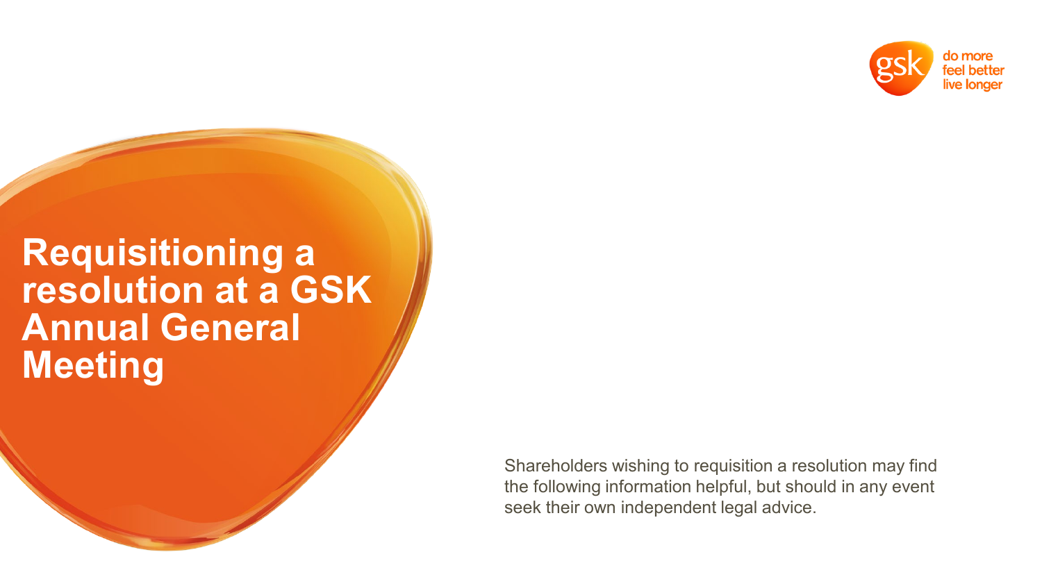# Requisitioning a resolution at a GSK Annual General Meeting

Shareholders wishing to requisition a resolution may find the following information helpful, but should in any event seek their own independent legal advice.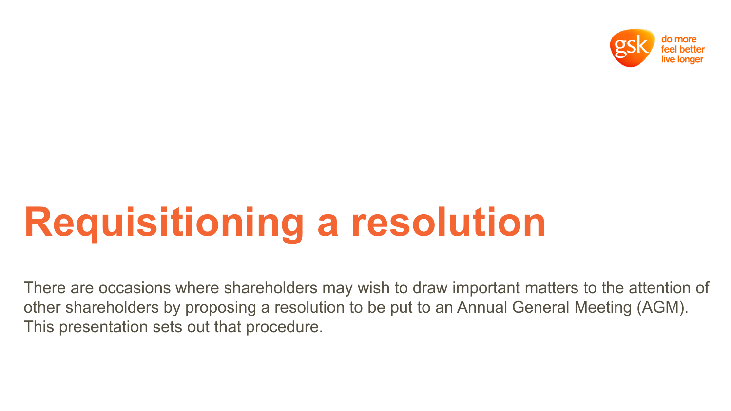# Requisitioning a resolution

There are occasions where shareholders may wish to draw important matters to the attention of other shareholders by proposing a resolution to be put to an Annual General Meeting (AGM). This presentation sets out that procedure.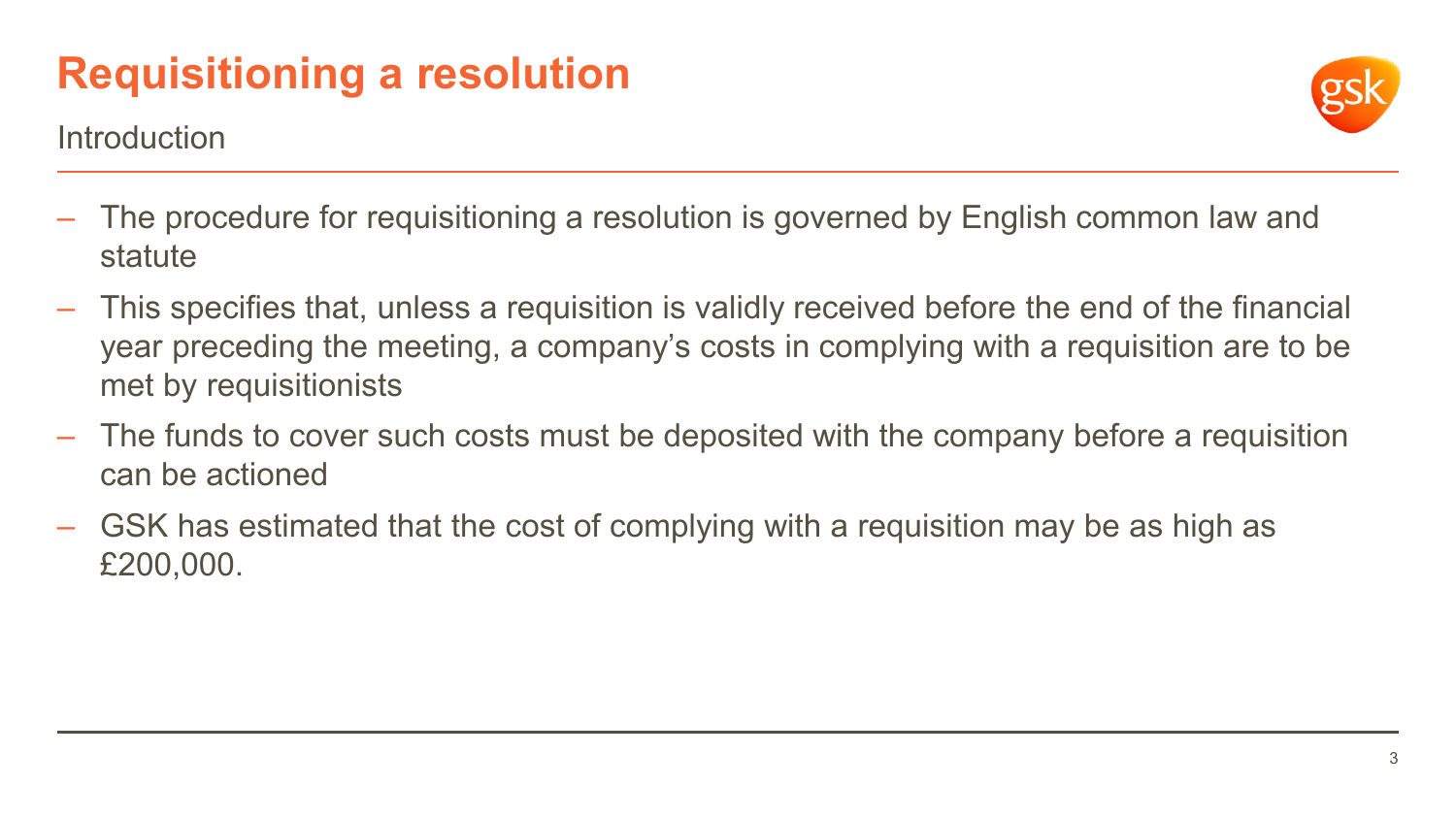# Requisitioning a resolution

Introduction

- The procedure for requisitioning a resolution is governed by English common law and statute
- This specifies that, unless a requisition is validly received before the end of the financial year preceding the meeting, a company's costs in complying with a requisition are to be met by requisitionists
- The funds to cover such costs must be deposited with the company before a requisition can be actioned
- GSK has estimated that the cost of complying with a requisition may be as high as £200,000.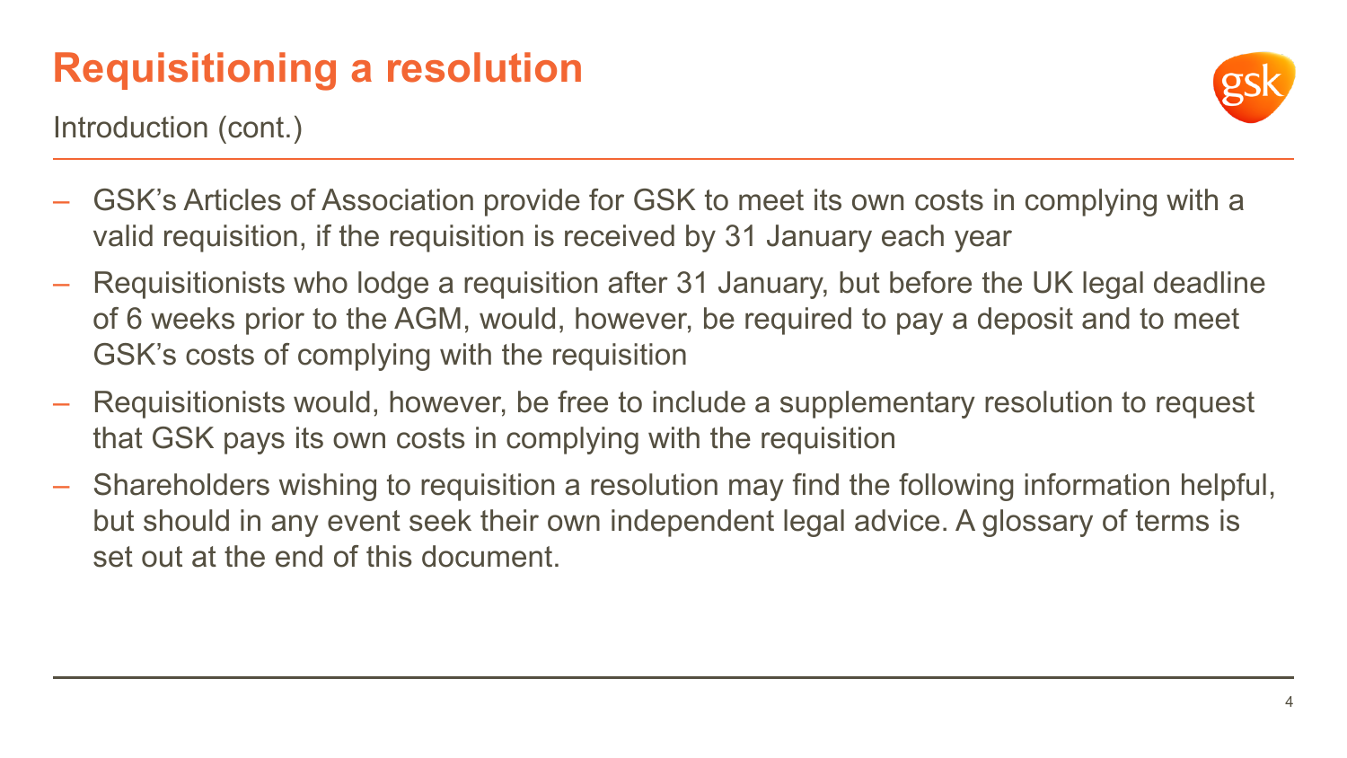# Requisitioning a resolution

Introduction (cont.)

- GSK’s Articles of Association provide for GSK to meet its own costs in complying with a valid requisition, if the requisition is received by 31 January each year
- Requisitionists who lodge a requisition after 31 January, but before the UK legal deadline of 6 weeks prior to the AGM, would, however, be required to pay a deposit and to meet GSK’s costs of complying with the requisition
- Requisitionists would, however, be free to include a supplementary resolution to request that GSK pays its own costs in complying with the requisition
- Shareholders wishing to requisition a resolution may find the following information helpful, but should in any event seek their own independent legal advice. A glossary of terms is set out at the end of this document.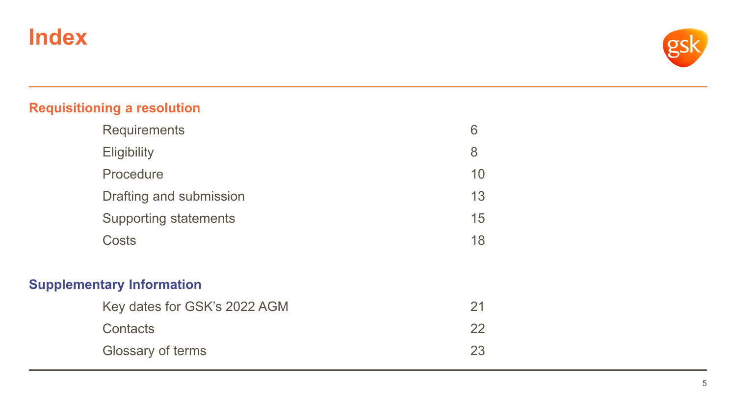# Index

## Requisitioning a resolution

| | |
|---|---|
| Requirements | 6 |
| Eligibility | 8 |
| Procedure | 10 |
| Drafting and submission | 13 |
| Supporting statements | 15 |
| Costs | 18 |

## Supplementary Information

| | |
|---|---|
| Key dates for GSK’s 2022 AGM | 21 |
| Contacts | 22 |
| Glossary of terms | 23 |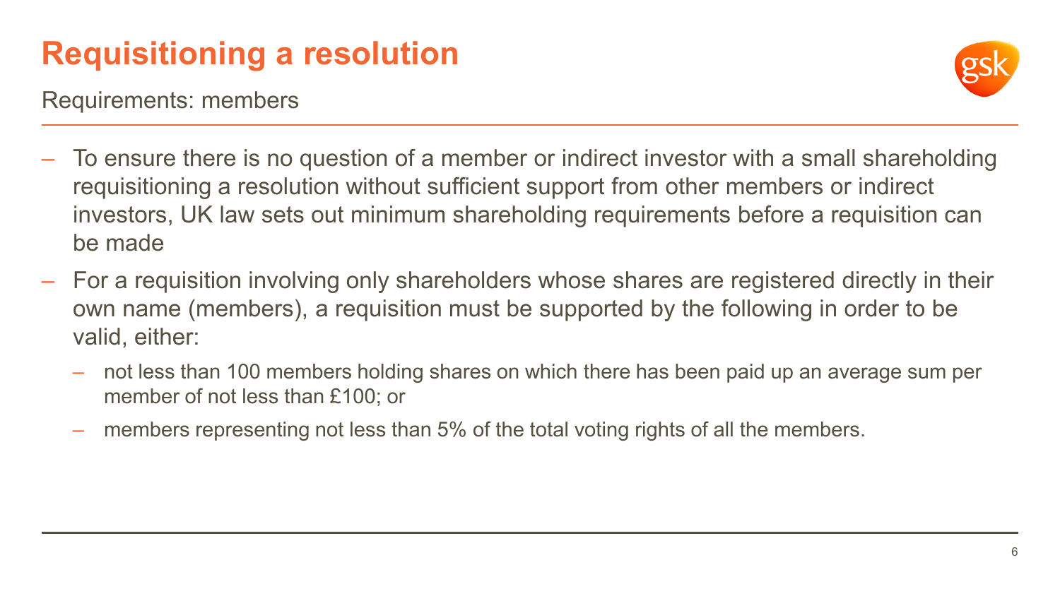# Requisitioning a resolution

Requirements: members

- To ensure there is no question of a member or indirect investor with a small shareholding requisitioning a resolution without sufficient support from other members or indirect investors, UK law sets out minimum shareholding requirements before a requisition can be made
- For a requisition involving only shareholders whose shares are registered directly in their own name (members), a requisition must be supported by the following in order to be valid, either:
  - not less than 100 members holding shares on which there has been paid up an average sum per member of not less than £100; or
  - members representing not less than 5% of the total voting rights of all the members.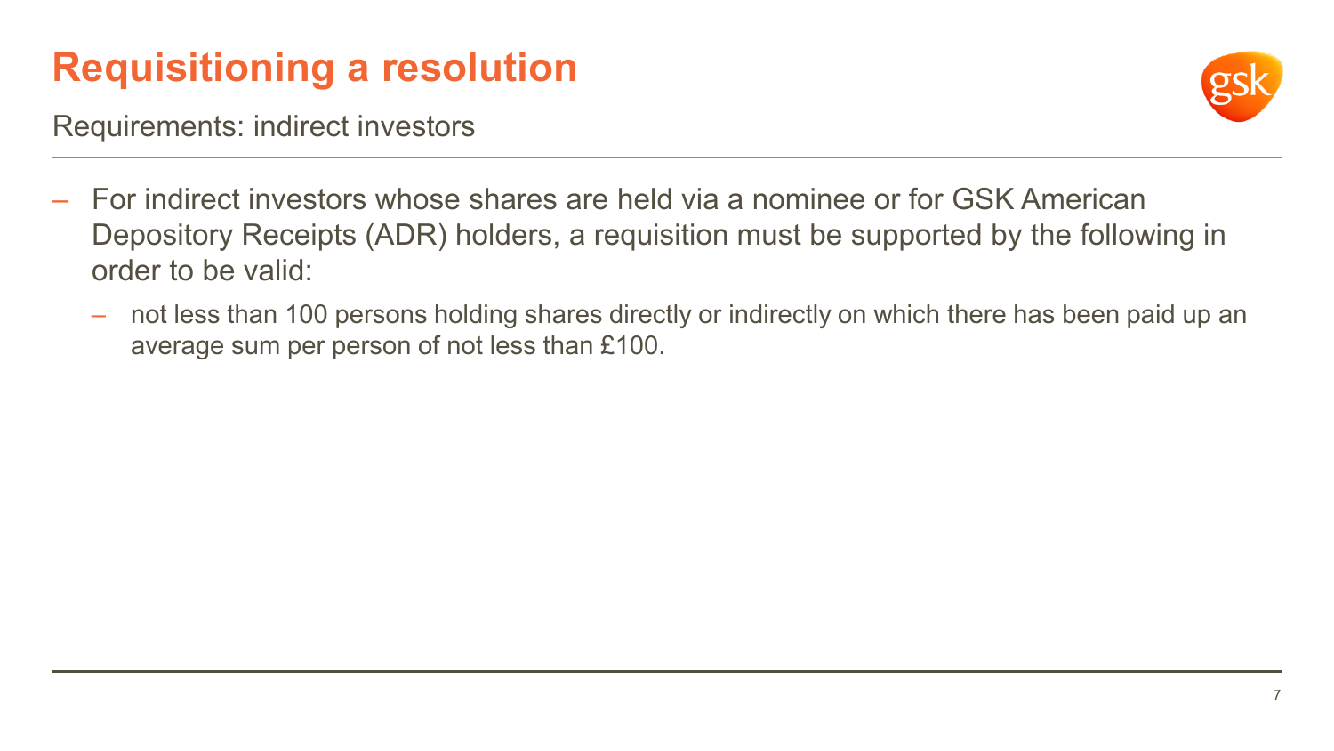# Requisitioning a resolution

Requirements: indirect investors

- For indirect investors whose shares are held via a nominee or for GSK American Depository Receipts (ADR) holders, a requisition must be supported by the following in order to be valid:
  - not less than 100 persons holding shares directly or indirectly on which there has been paid up an average sum per person of not less than £100.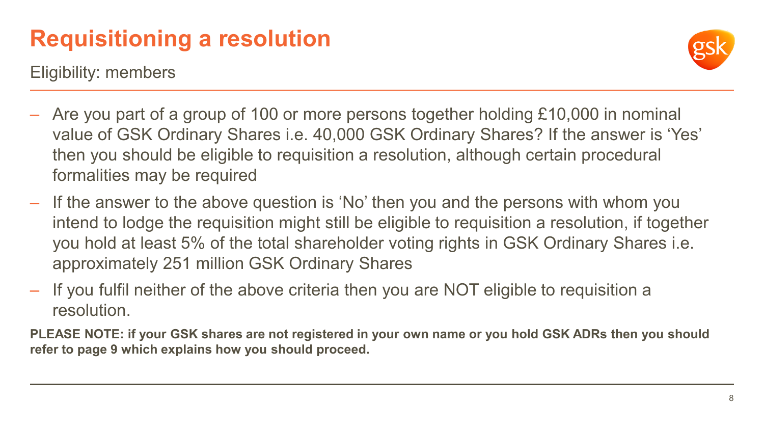# Requisitioning a resolution

Eligibility: members

- Are you part of a group of 100 or more persons together holding £10,000 in nominal value of GSK Ordinary Shares i.e. 40,000 GSK Ordinary Shares? If the answer is 'Yes' then you should be eligible to requisition a resolution, although certain procedural formalities may be required
- If the answer to the above question is 'No' then you and the persons with whom you intend to lodge the requisition might still be eligible to requisition a resolution, if together you hold at least 5% of the total shareholder voting rights in GSK Ordinary Shares i.e. approximately 251 million GSK Ordinary Shares
- If you fulfil neither of the above criteria then you are NOT eligible to requisition a resolution.

**PLEASE NOTE: if your GSK shares are not registered in your own name or you hold GSK ADRs then you should refer to page 9 which explains how you should proceed.**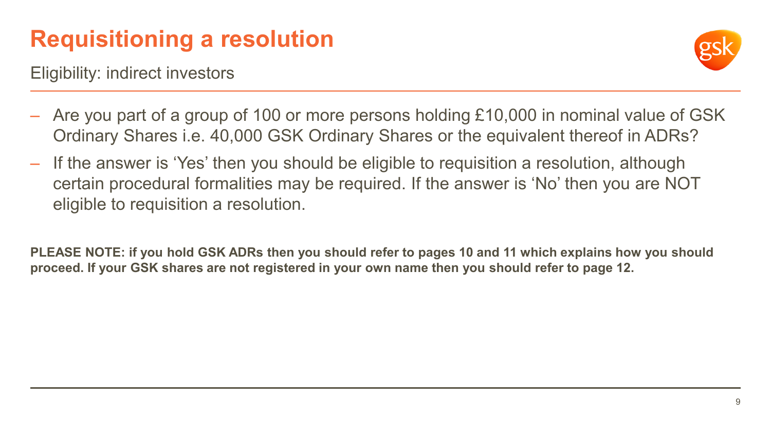# Requisitioning a resolution

Eligibility: indirect investors

- Are you part of a group of 100 or more persons holding £10,000 in nominal value of GSK Ordinary Shares i.e. 40,000 GSK Ordinary Shares or the equivalent thereof in ADRs?
- If the answer is 'Yes' then you should be eligible to requisition a resolution, although certain procedural formalities may be required. If the answer is 'No' then you are NOT eligible to requisition a resolution.

**PLEASE NOTE: if you hold GSK ADRs then you should refer to pages 10 and 11 which explains how you should proceed. If your GSK shares are not registered in your own name then you should refer to page 12.**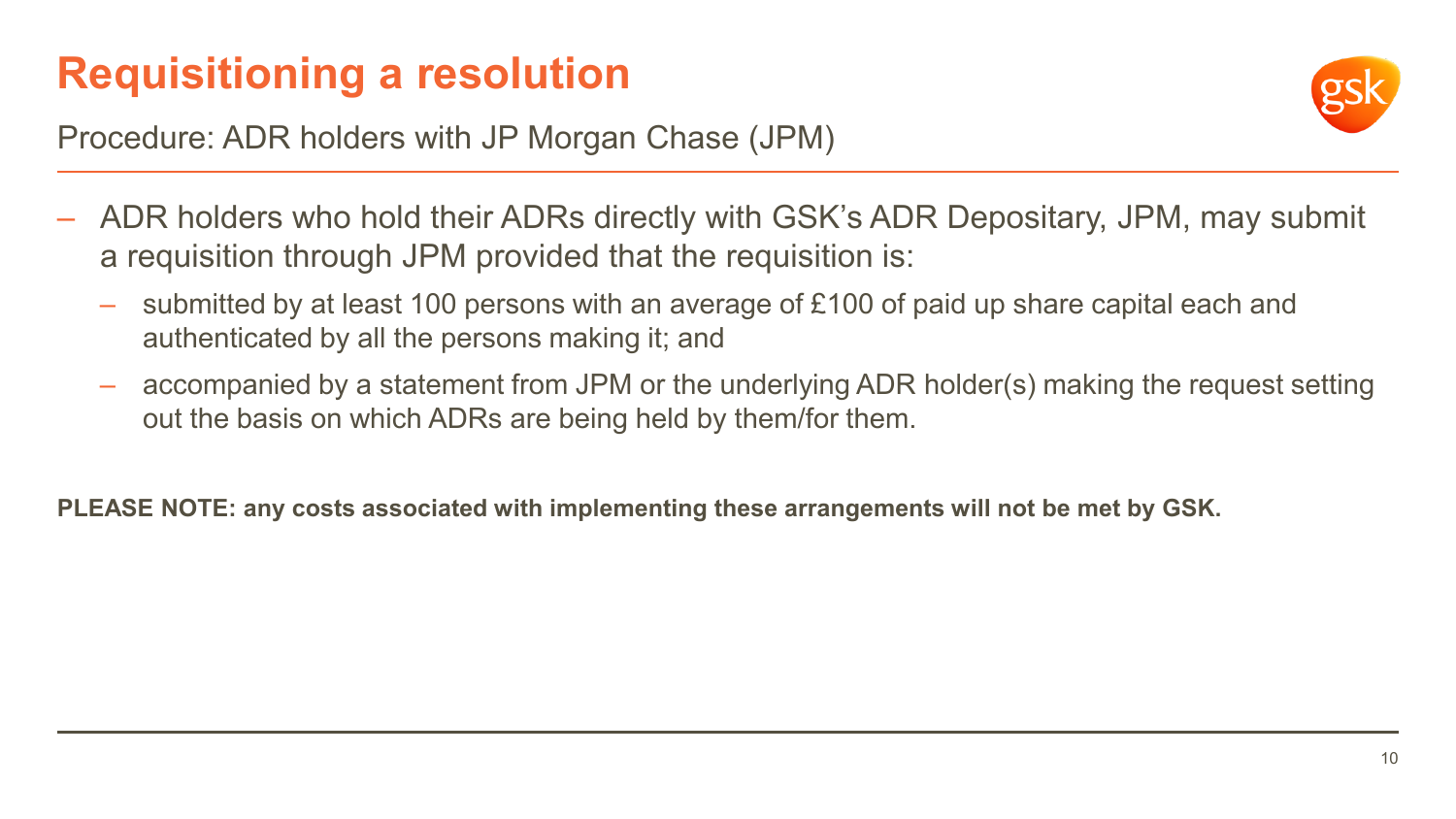# Requisitioning a resolution

Procedure: ADR holders with JP Morgan Chase (JPM)

- ADR holders who hold their ADRs directly with GSK's ADR Depositary, JPM, may submit a requisition through JPM provided that the requisition is:
  - submitted by at least 100 persons with an average of £100 of paid up share capital each and authenticated by all the persons making it; and
  - accompanied by a statement from JPM or the underlying ADR holder(s) making the request setting out the basis on which ADRs are being held by them/for them.

**PLEASE NOTE: any costs associated with implementing these arrangements will not be met by GSK.**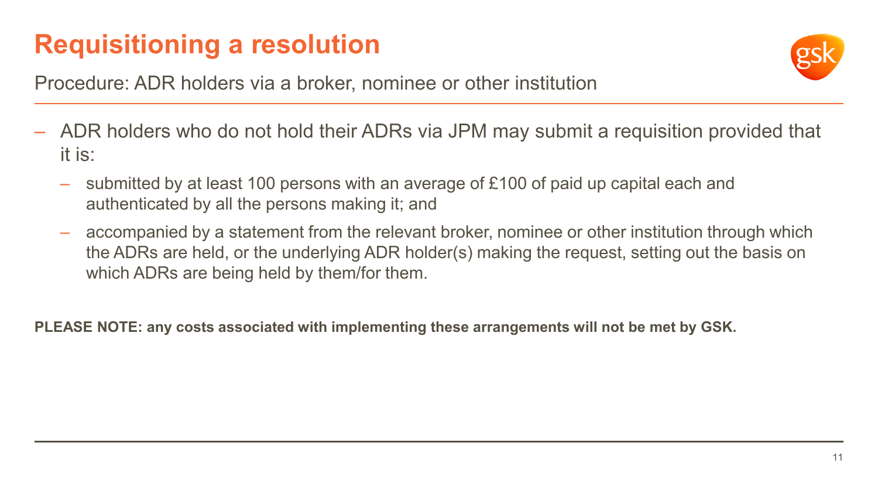# Requisitioning a resolution

Procedure: ADR holders via a broker, nominee or other institution

- ADR holders who do not hold their ADRs via JPM may submit a requisition provided that it is:
  - submitted by at least 100 persons with an average of £100 of paid up capital each and authenticated by all the persons making it; and
  - accompanied by a statement from the relevant broker, nominee or other institution through which the ADRs are held, or the underlying ADR holder(s) making the request, setting out the basis on which ADRs are being held by them/for them.

**PLEASE NOTE: any costs associated with implementing these arrangements will not be met by GSK.**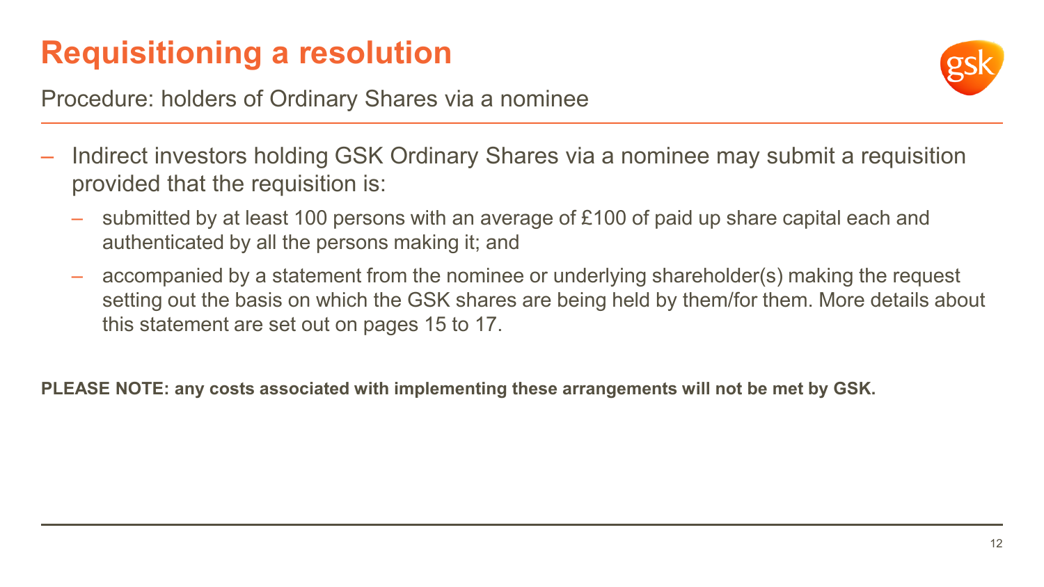# Requisitioning a resolution

Procedure: holders of Ordinary Shares via a nominee

- Indirect investors holding GSK Ordinary Shares via a nominee may submit a requisition provided that the requisition is:
  - submitted by at least 100 persons with an average of £100 of paid up share capital each and authenticated by all the persons making it; and
  - accompanied by a statement from the nominee or underlying shareholder(s) making the request setting out the basis on which the GSK shares are being held by them/for them. More details about this statement are set out on pages 15 to 17.

**PLEASE NOTE: any costs associated with implementing these arrangements will not be met by GSK.**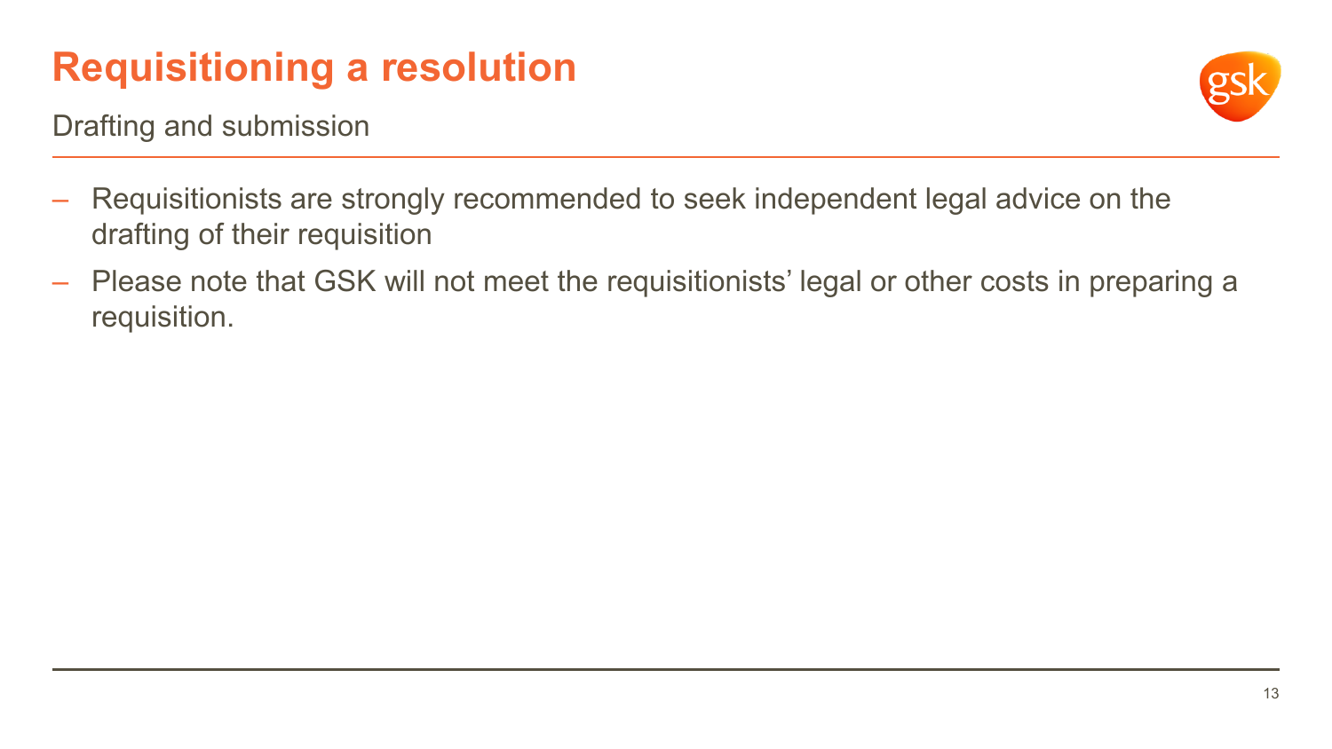# Requisitioning a resolution

## Drafting and submission

- Requisitionists are strongly recommended to seek independent legal advice on the drafting of their requisition
- Please note that GSK will not meet the requisitionists' legal or other costs in preparing a requisition.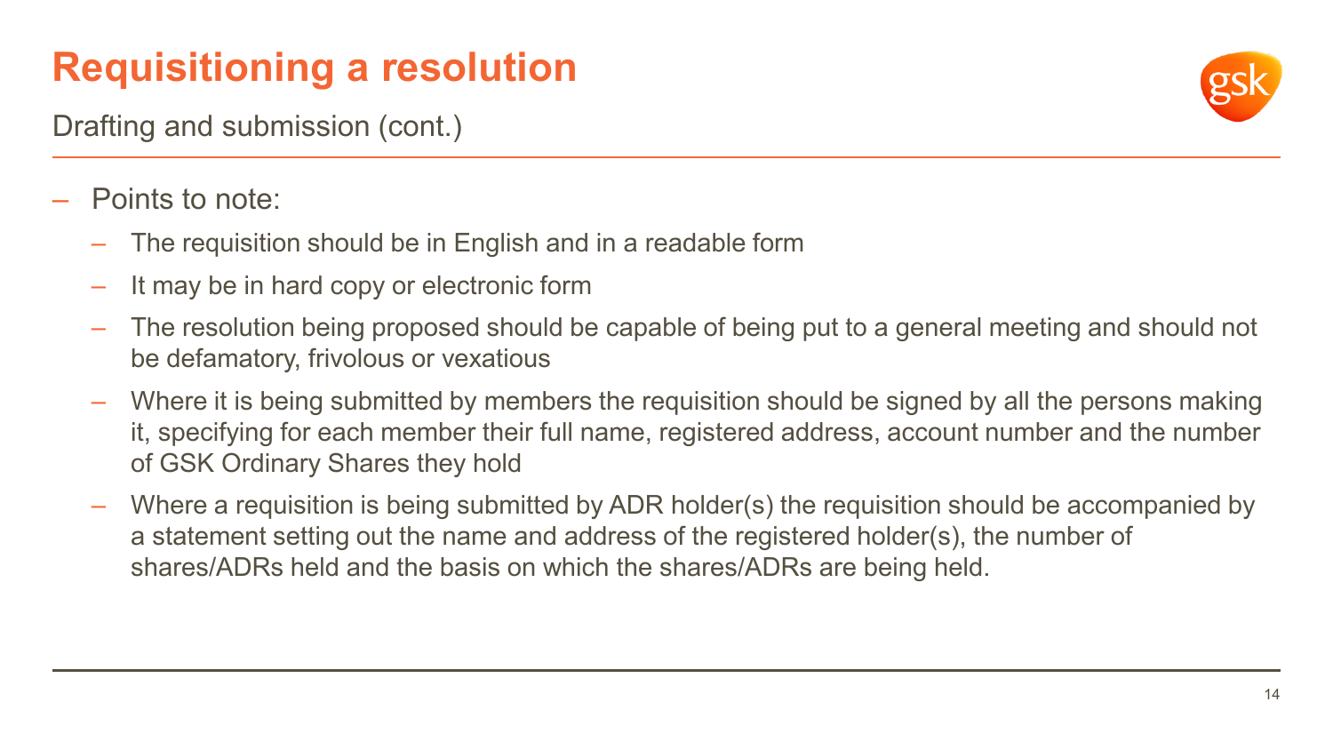# Requisitioning a resolution

Drafting and submission (cont.)

- Points to note:
  - The requisition should be in English and in a readable form
  - It may be in hard copy or electronic form
  - The resolution being proposed should be capable of being put to a general meeting and should not be defamatory, frivolous or vexatious
  - Where it is being submitted by members the requisition should be signed by all the persons making it, specifying for each member their full name, registered address, account number and the number of GSK Ordinary Shares they hold
  - Where a requisition is being submitted by ADR holder(s) the requisition should be accompanied by a statement setting out the name and address of the registered holder(s), the number of shares/ADRs held and the basis on which the shares/ADRs are being held.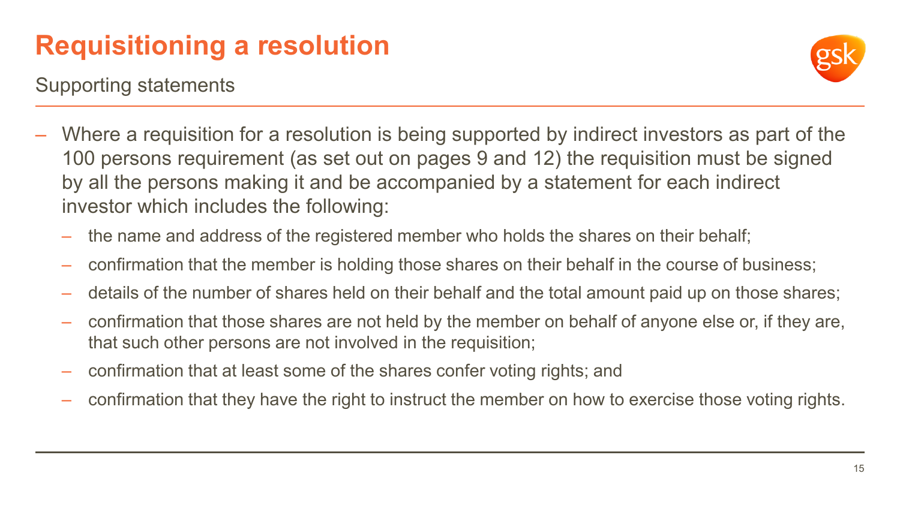# Requisitioning a resolution

## Supporting statements

- Where a requisition for a resolution is being supported by indirect investors as part of the 100 persons requirement (as set out on pages 9 and 12) the requisition must be signed by all the persons making it and be accompanied by a statement for each indirect investor which includes the following:
  - the name and address of the registered member who holds the shares on their behalf;
  - confirmation that the member is holding those shares on their behalf in the course of business;
  - details of the number of shares held on their behalf and the total amount paid up on those shares;
  - confirmation that those shares are not held by the member on behalf of anyone else or, if they are, that such other persons are not involved in the requisition;
  - confirmation that at least some of the shares confer voting rights; and
  - confirmation that they have the right to instruct the member on how to exercise those voting rights.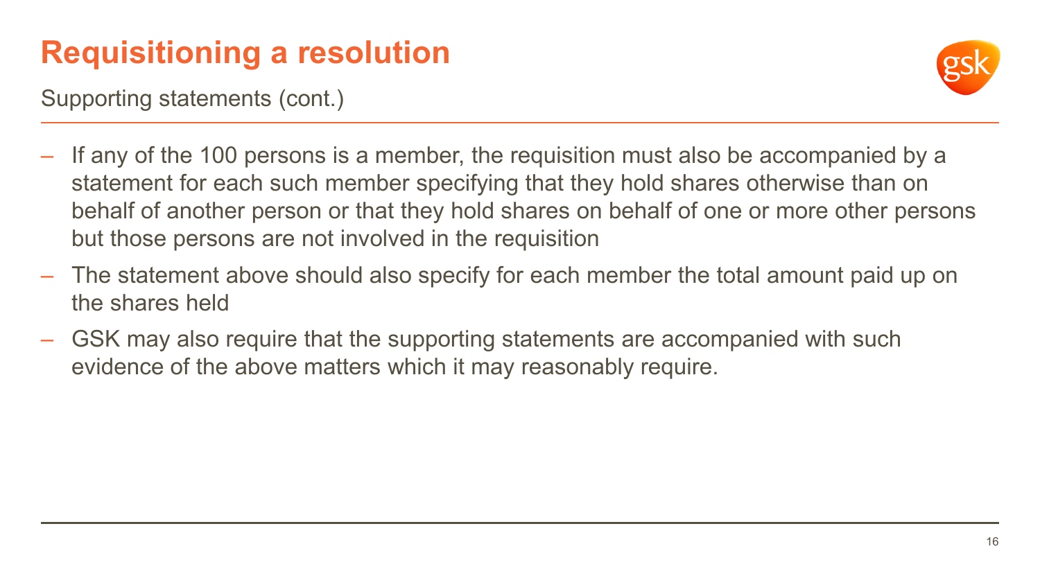# Requisitioning a resolution

## Supporting statements (cont.)

- If any of the 100 persons is a member, the requisition must also be accompanied by a statement for each such member specifying that they hold shares otherwise than on behalf of another person or that they hold shares on behalf of one or more other persons but those persons are not involved in the requisition
- The statement above should also specify for each member the total amount paid up on the shares held
- GSK may also require that the supporting statements are accompanied with such evidence of the above matters which it may reasonably require.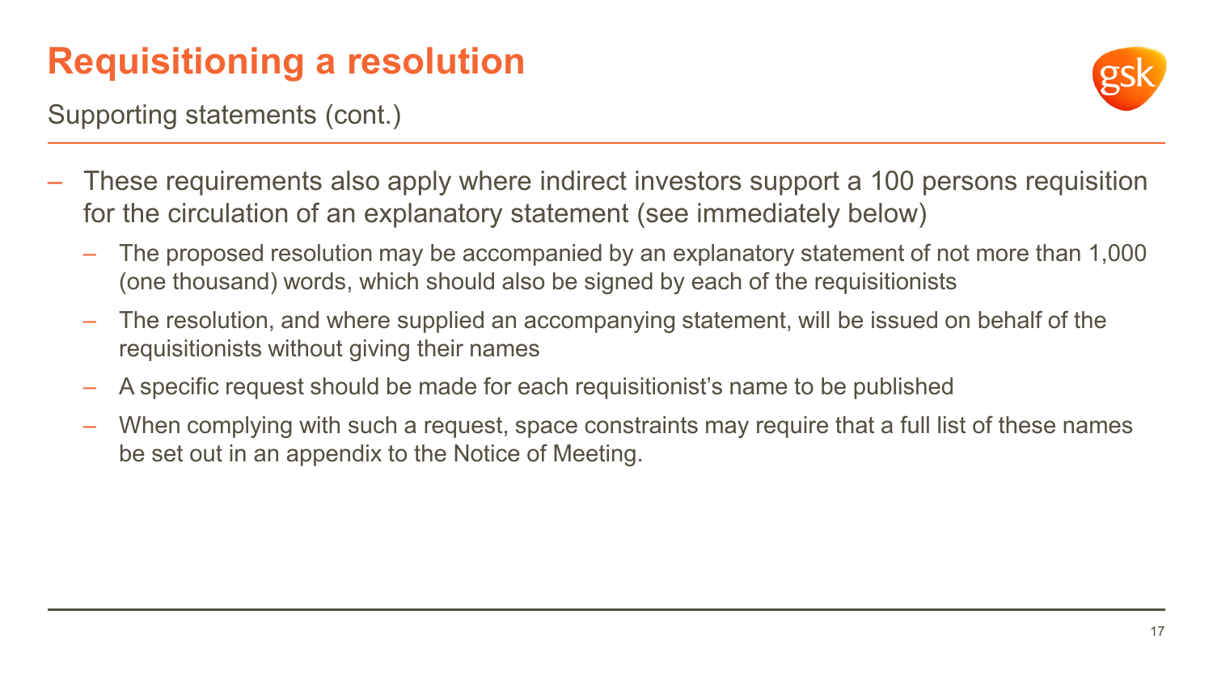# Requisitioning a resolution

## Supporting statements (cont.)

- These requirements also apply where indirect investors support a 100 persons requisition for the circulation of an explanatory statement (see immediately below)
  - The proposed resolution may be accompanied by an explanatory statement of not more than 1,000 (one thousand) words, which should also be signed by each of the requisitionists
  - The resolution, and where supplied an accompanying statement, will be issued on behalf of the requisitionists without giving their names
  - A specific request should be made for each requisitionist's name to be published
  - When complying with such a request, space constraints may require that a full list of these names be set out in an appendix to the Notice of Meeting.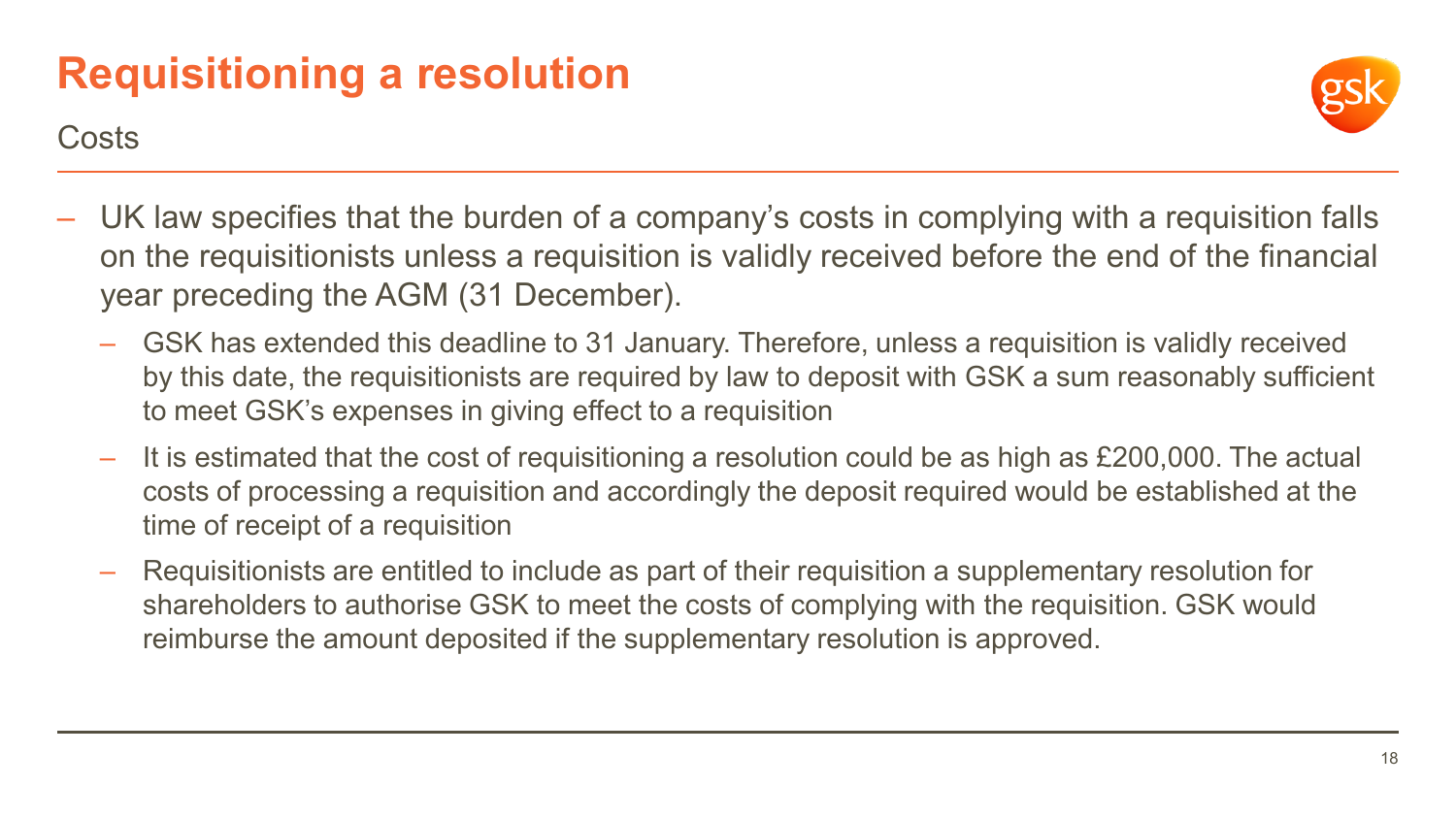# Requisitioning a resolution

## Costs

- UK law specifies that the burden of a company's costs in complying with a requisition falls on the requisitionists unless a requisition is validly received before the end of the financial year preceding the AGM (31 December).
  - GSK has extended this deadline to 31 January. Therefore, unless a requisition is validly received by this date, the requisitionists are required by law to deposit with GSK a sum reasonably sufficient to meet GSK's expenses in giving effect to a requisition
  - It is estimated that the cost of requisitioning a resolution could be as high as £200,000. The actual costs of processing a requisition and accordingly the deposit required would be established at the time of receipt of a requisition
  - Requisitionists are entitled to include as part of their requisition a supplementary resolution for shareholders to authorise GSK to meet the costs of complying with the requisition. GSK would reimburse the amount deposited if the supplementary resolution is approved.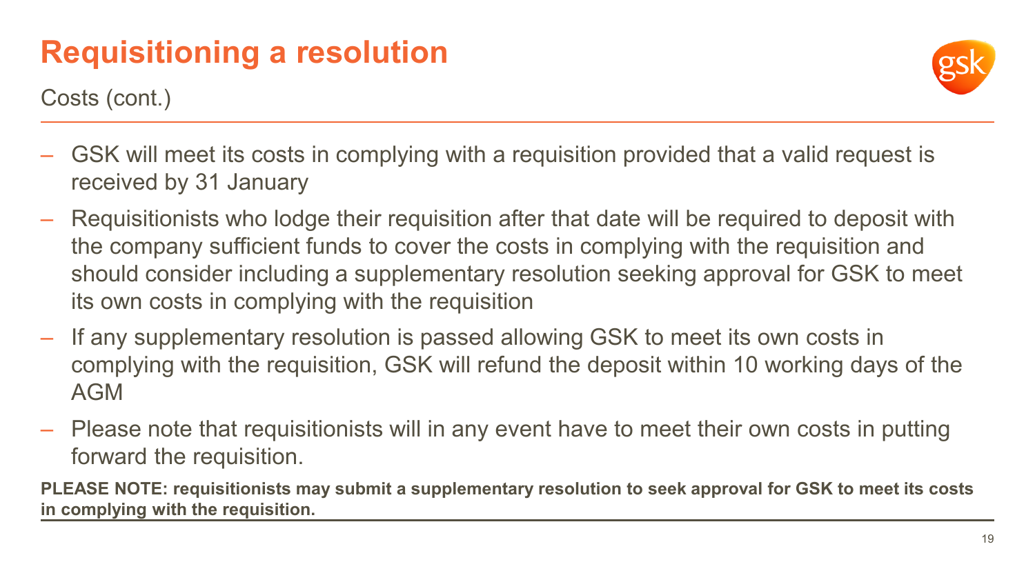# Requisitioning a resolution

Costs (cont.)

- GSK will meet its costs in complying with a requisition provided that a valid request is received by 31 January
- Requisitionists who lodge their requisition after that date will be required to deposit with the company sufficient funds to cover the costs in complying with the requisition and should consider including a supplementary resolution seeking approval for GSK to meet its own costs in complying with the requisition
- If any supplementary resolution is passed allowing GSK to meet its own costs in complying with the requisition, GSK will refund the deposit within 10 working days of the AGM
- Please note that requisitionists will in any event have to meet their own costs in putting forward the requisition.

**PLEASE NOTE: requisitionists may submit a supplementary resolution to seek approval for GSK to meet its costs in complying with the requisition.**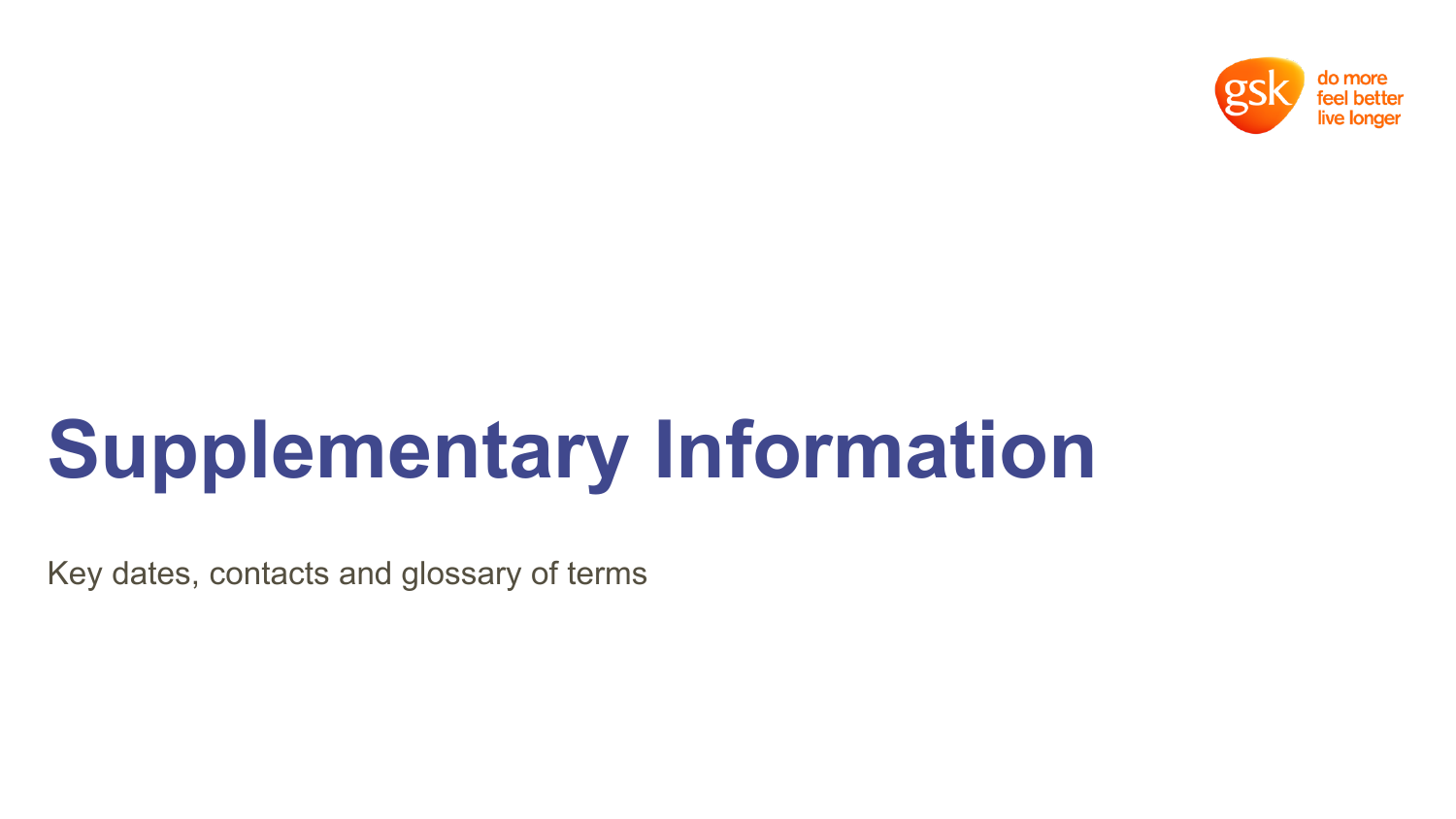# Supplementary Information

Key dates, contacts and glossary of terms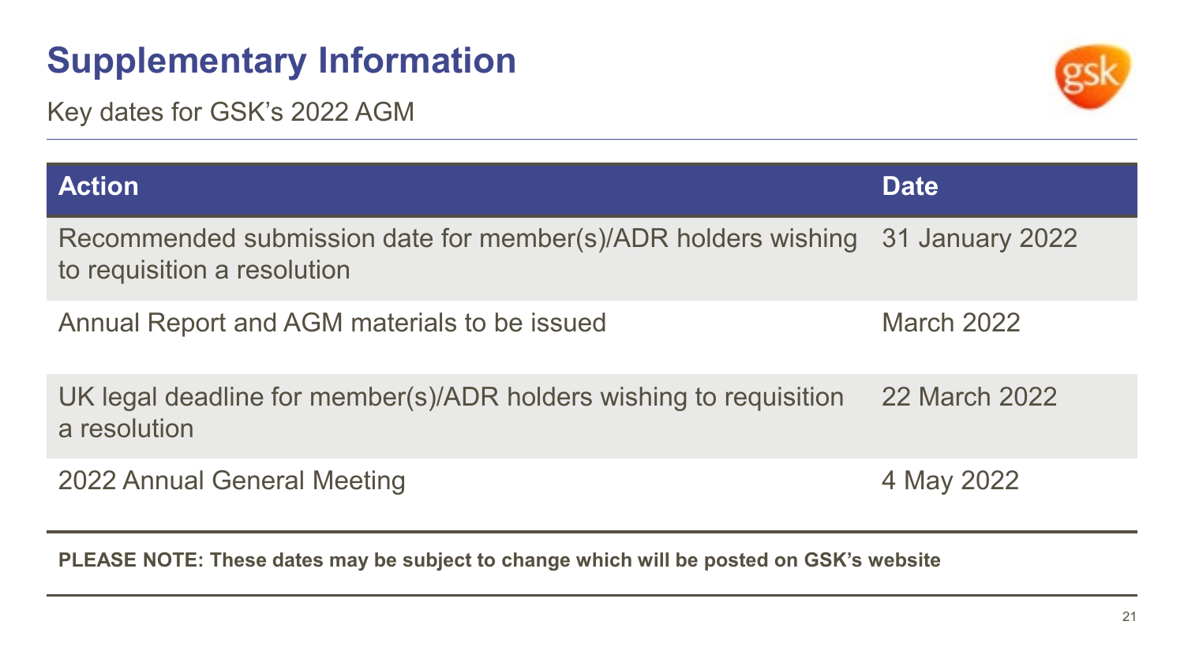# Supplementary Information

Key dates for GSK's 2022 AGM

| Action | Date |
| --- | --- |
| Recommended submission date for member(s)/ADR holders wishing to requisition a resolution | 31 January 2022 |
| Annual Report and AGM materials to be issued | March 2022 |
| UK legal deadline for member(s)/ADR holders wishing to requisition a resolution | 22 March 2022 |
| 2022 Annual General Meeting | 4 May 2022 |

**PLEASE NOTE: These dates may be subject to change which will be posted on GSK's website**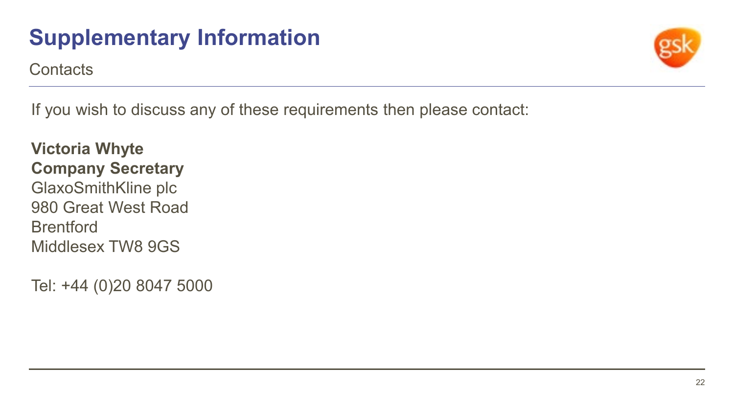# Supplementary Information

## Contacts

If you wish to discuss any of these requirements then please contact:

**Victoria Whyte**
**Company Secretary**
GlaxoSmithKline plc
980 Great West Road
Brentford
Middlesex TW8 9GS

Tel: +44 (0)20 8047 5000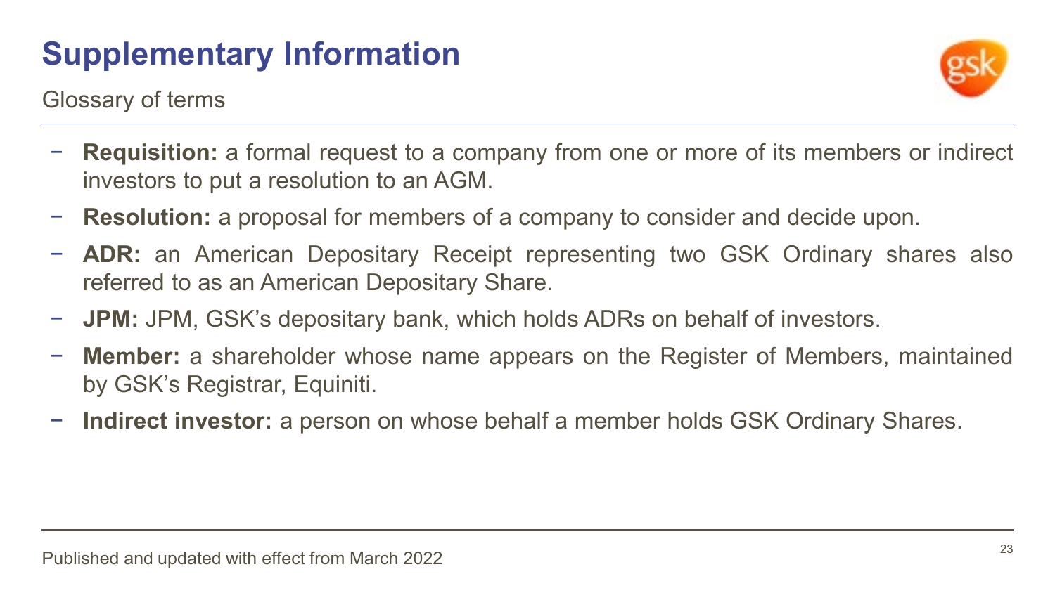# Supplementary Information

## Glossary of terms

- **Requisition:** a formal request to a company from one or more of its members or indirect investors to put a resolution to an AGM.
- **Resolution:** a proposal for members of a company to consider and decide upon.
- **ADR:** an American Depositary Receipt representing two GSK Ordinary shares also referred to as an American Depositary Share.
- **JPM:** JPM, GSK's depositary bank, which holds ADRs on behalf of investors.
- **Member:** a shareholder whose name appears on the Register of Members, maintained by GSK's Registrar, Equiniti.
- **Indirect investor:** a person on whose behalf a member holds GSK Ordinary Shares.

Published and updated with effect from March 2022